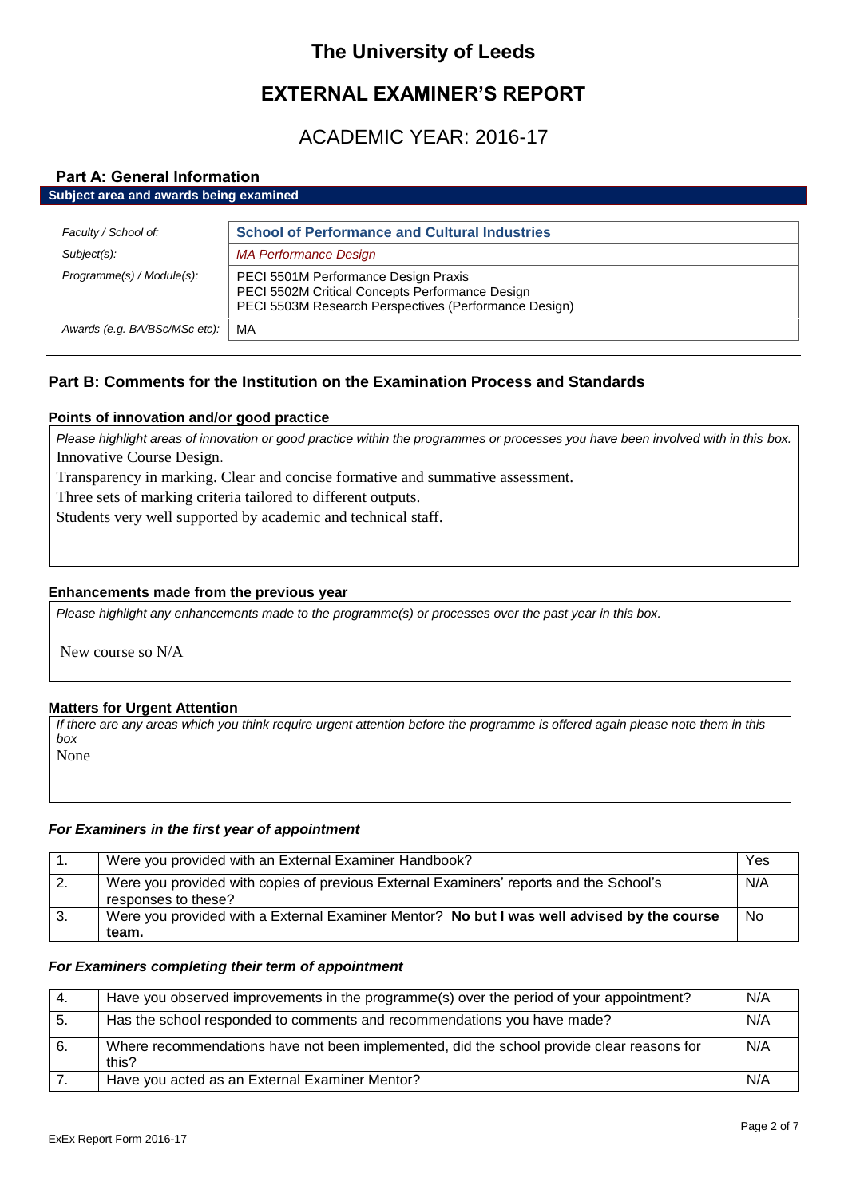# The University of Leeds

# EXTERNAL EXAMINER'S REPORT

## ACADEMIC YEAR: 2016-17

### Part A: General Information

**Subject area and awards being examined**

| | |
|---|---|
| *Faculty / School of:* | **School of Performance and Cultural Industries** |
| *Subject(s):* | *MA Performance Design* |
| *Programme(s) / Module(s):* | PECI 5501M Performance Design Praxis<br>PECI 5502M Critical Concepts Performance Design<br>PECI 5503M Research Perspectives (Performance Design) |
| *Awards (e.g. BA/BSc/MSc etc):* | MA |

### Part B: Comments for the Institution on the Examination Process and Standards

#### Points of innovation and/or good practice

*Please highlight areas of innovation or good practice within the programmes or processes you have been involved with in this box.*

Innovative Course Design.

Transparency in marking. Clear and concise formative and summative assessment.

Three sets of marking criteria tailored to different outputs.

Students very well supported by academic and technical staff.

#### Enhancements made from the previous year

*Please highlight any enhancements made to the programme(s) or processes over the past year in this box.*

New course so N/A

#### Matters for Urgent Attention

*If there are any areas which you think require urgent attention before the programme is offered again please note them in this box*

None

#### *For Examiners in the first year of appointment*

| | | |
|---|---|---|
| 1. | Were you provided with an External Examiner Handbook? | Yes |
| 2. | Were you provided with copies of previous External Examiners' reports and the School's responses to these? | N/A |
| 3. | Were you provided with a External Examiner Mentor? **No but I was well advised by the course team.** | No |

#### *For Examiners completing their term of appointment*

| | | |
|---|---|---|
| 4. | Have you observed improvements in the programme(s) over the period of your appointment? | N/A |
| 5. | Has the school responded to comments and recommendations you have made? | N/A |
| 6. | Where recommendations have not been implemented, did the school provide clear reasons for this? | N/A |
| 7. | Have you acted as an External Examiner Mentor? | N/A |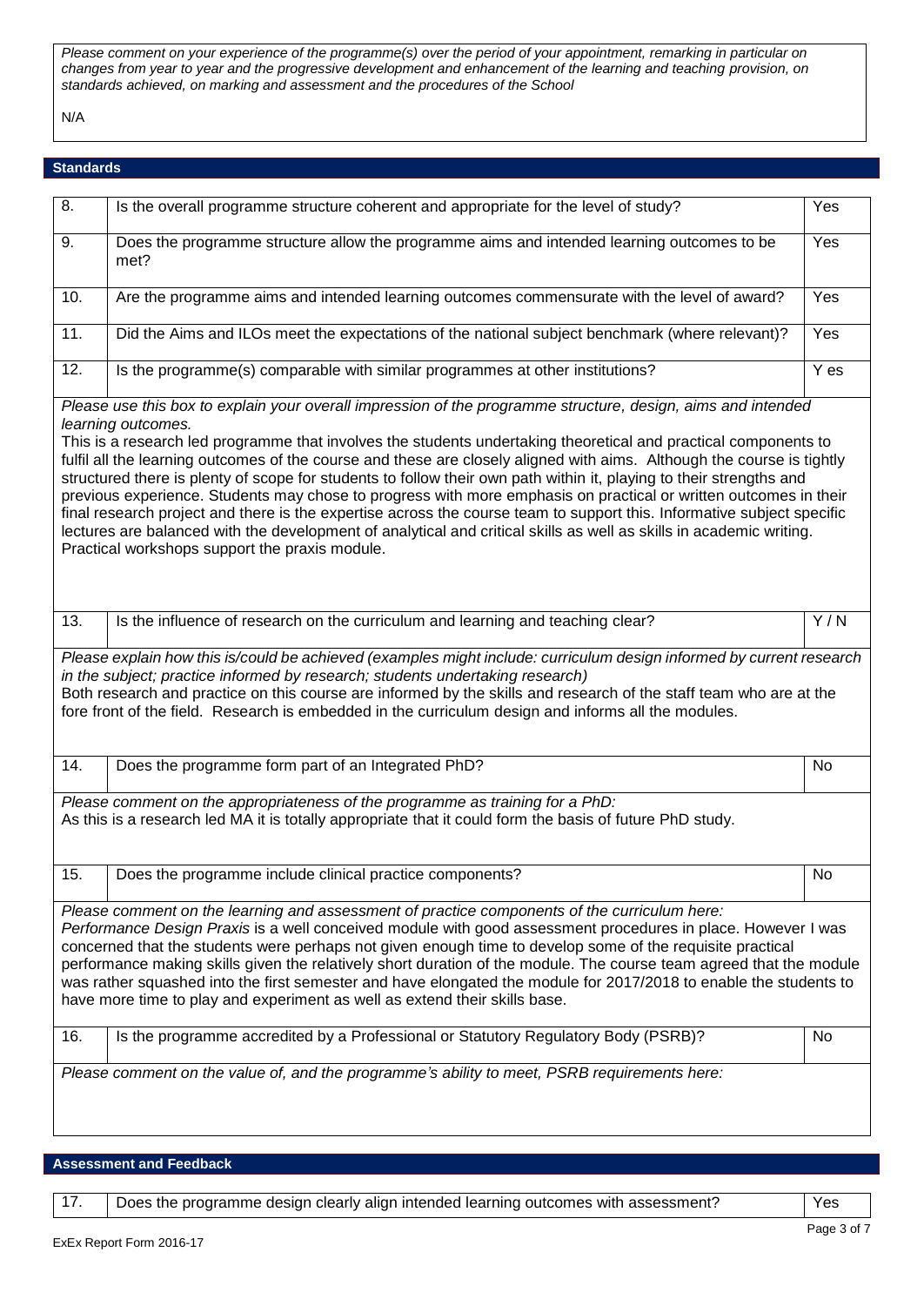*Please comment on your experience of the programme(s) over the period of your appointment, remarking in particular on changes from year to year and the progressive development and enhancement of the learning and teaching provision, on standards achieved, on marking and assessment and the procedures of the School*

N/A

## Standards

| | | |
|---|---|---|
| 8. | Is the overall programme structure coherent and appropriate for the level of study? | Yes |
| 9. | Does the programme structure allow the programme aims and intended learning outcomes to be met? | Yes |
| 10. | Are the programme aims and intended learning outcomes commensurate with the level of award? | Yes |
| 11. | Did the Aims and ILOs meet the expectations of the national subject benchmark (where relevant)? | Yes |
| 12. | Is the programme(s) comparable with similar programmes at other institutions? | Y es |

*Please use this box to explain your overall impression of the programme structure, design, aims and intended learning outcomes.*

This is a research led programme that involves the students undertaking theoretical and practical components to fulfil all the learning outcomes of the course and these are closely aligned with aims. Although the course is tightly structured there is plenty of scope for students to follow their own path within it, playing to their strengths and previous experience. Students may chose to progress with more emphasis on practical or written outcomes in their final research project and there is the expertise across the course team to support this. Informative subject specific lectures are balanced with the development of analytical and critical skills as well as skills in academic writing. Practical workshops support the praxis module.

| | | |
|---|---|---|
| 13. | Is the influence of research on the curriculum and learning and teaching clear? | Y / N |

*Please explain how this is/could be achieved (examples might include: curriculum design informed by current research in the subject; practice informed by research; students undertaking research)*

Both research and practice on this course are informed by the skills and research of the staff team who are at the fore front of the field. Research is embedded in the curriculum design and informs all the modules.

| | | |
|---|---|---|
| 14. | Does the programme form part of an Integrated PhD? | No |

*Please comment on the appropriateness of the programme as training for a PhD:*

As this is a research led MA it is totally appropriate that it could form the basis of future PhD study.

| | | |
|---|---|---|
| 15. | Does the programme include clinical practice components? | No |

*Please comment on the learning and assessment of practice components of the curriculum here:*

*Performance Design Praxis* is a well conceived module with good assessment procedures in place. However I was concerned that the students were perhaps not given enough time to develop some of the requisite practical performance making skills given the relatively short duration of the module. The course team agreed that the module was rather squashed into the first semester and have elongated the module for 2017/2018 to enable the students to have more time to play and experiment as well as extend their skills base.

| | | |
|---|---|---|
| 16. | Is the programme accredited by a Professional or Statutory Regulatory Body (PSRB)? | No |

*Please comment on the value of, and the programme's ability to meet, PSRB requirements here:*

## Assessment and Feedback

| | | |
|---|---|---|
| 17. | Does the programme design clearly align intended learning outcomes with assessment? | Yes |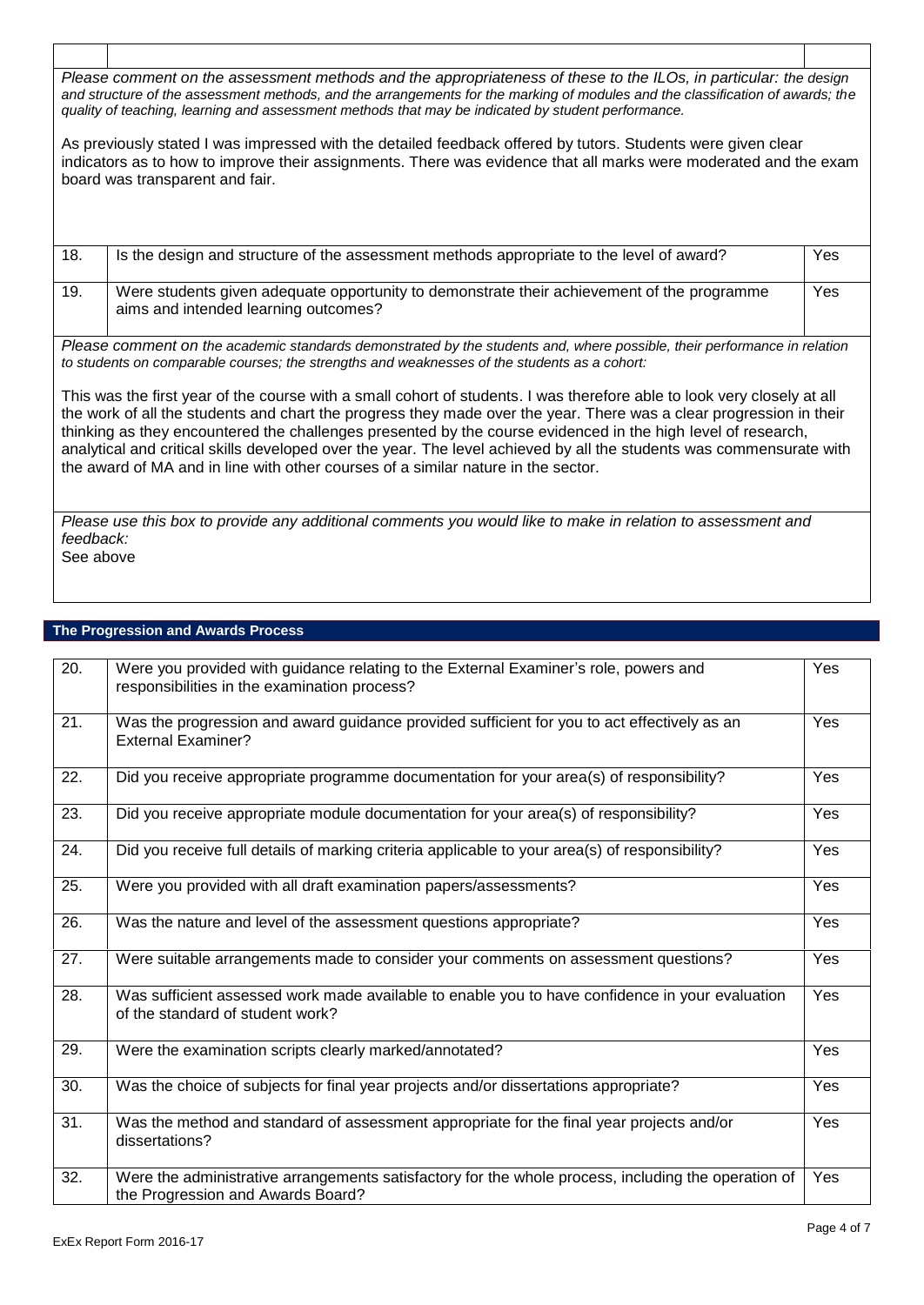*Please comment on the assessment methods and the appropriateness of these to the ILOs, in particular: the design and structure of the assessment methods, and the arrangements for the marking of modules and the classification of awards; the quality of teaching, learning and assessment methods that may be indicated by student performance.*

As previously stated I was impressed with the detailed feedback offered by tutors. Students were given clear indicators as to how to improve their assignments. There was evidence that all marks were moderated and the exam board was transparent and fair.

| | | |
|---|---|---|
| 18. | Is the design and structure of the assessment methods appropriate to the level of award? | Yes |
| 19. | Were students given adequate opportunity to demonstrate their achievement of the programme aims and intended learning outcomes? | Yes |

*Please comment on the academic standards demonstrated by the students and, where possible, their performance in relation to students on comparable courses; the strengths and weaknesses of the students as a cohort:*

This was the first year of the course with a small cohort of students. I was therefore able to look very closely at all the work of all the students and chart the progress they made over the year. There was a clear progression in their thinking as they encountered the challenges presented by the course evidenced in the high level of research, analytical and critical skills developed over the year. The level achieved by all the students was commensurate with the award of MA and in line with other courses of a similar nature in the sector.

*Please use this box to provide any additional comments you would like to make in relation to assessment and feedback:*

See above

## The Progression and Awards Process

| | | |
|---|---|---|
| 20. | Were you provided with guidance relating to the External Examiner's role, powers and responsibilities in the examination process? | Yes |
| 21. | Was the progression and award guidance provided sufficient for you to act effectively as an External Examiner? | Yes |
| 22. | Did you receive appropriate programme documentation for your area(s) of responsibility? | Yes |
| 23. | Did you receive appropriate module documentation for your area(s) of responsibility? | Yes |
| 24. | Did you receive full details of marking criteria applicable to your area(s) of responsibility? | Yes |
| 25. | Were you provided with all draft examination papers/assessments? | Yes |
| 26. | Was the nature and level of the assessment questions appropriate? | Yes |
| 27. | Were suitable arrangements made to consider your comments on assessment questions? | Yes |
| 28. | Was sufficient assessed work made available to enable you to have confidence in your evaluation of the standard of student work? | Yes |
| 29. | Were the examination scripts clearly marked/annotated? | Yes |
| 30. | Was the choice of subjects for final year projects and/or dissertations appropriate? | Yes |
| 31. | Was the method and standard of assessment appropriate for the final year projects and/or dissertations? | Yes |
| 32. | Were the administrative arrangements satisfactory for the whole process, including the operation of the Progression and Awards Board? | Yes |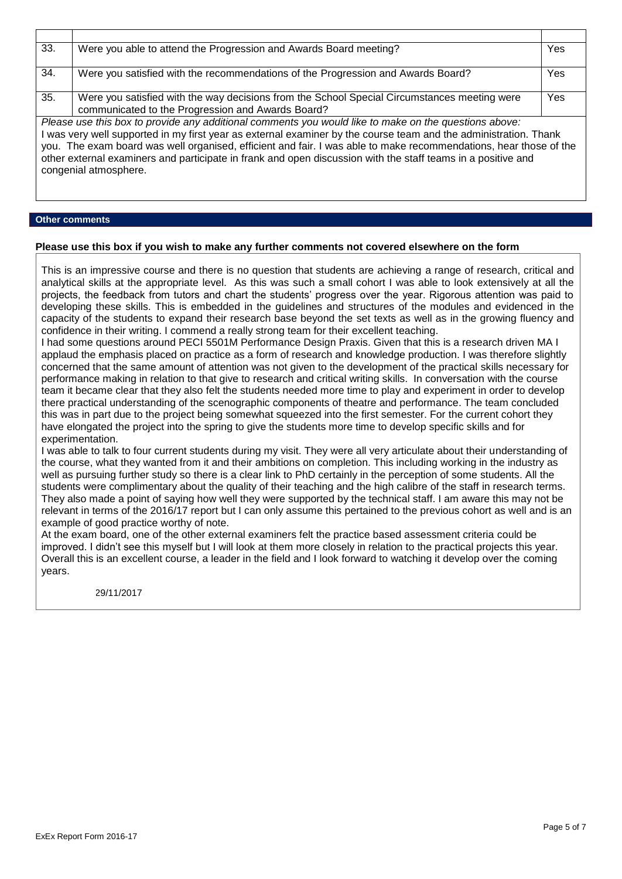| | | |
|---|---|---|
| 33. | Were you able to attend the Progression and Awards Board meeting? | Yes |
| 34. | Were you satisfied with the recommendations of the Progression and Awards Board? | Yes |
| 35. | Were you satisfied with the way decisions from the School Special Circumstances meeting were communicated to the Progression and Awards Board? | Yes |

*Please use this box to provide any additional comments you would like to make on the questions above:*

I was very well supported in my first year as external examiner by the course team and the administration. Thank you. The exam board was well organised, efficient and fair. I was able to make recommendations, hear those of the other external examiners and participate in frank and open discussion with the staff teams in a positive and congenial atmosphere.

## Other comments

**Please use this box if you wish to make any further comments not covered elsewhere on the form**

This is an impressive course and there is no question that students are achieving a range of research, critical and analytical skills at the appropriate level. As this was such a small cohort I was able to look extensively at all the projects, the feedback from tutors and chart the students' progress over the year. Rigorous attention was paid to developing these skills. This is embedded in the guidelines and structures of the modules and evidenced in the capacity of the students to expand their research base beyond the set texts as well as in the growing fluency and confidence in their writing. I commend a really strong team for their excellent teaching.

I had some questions around PECI 5501M Performance Design Praxis. Given that this is a research driven MA I applaud the emphasis placed on practice as a form of research and knowledge production. I was therefore slightly concerned that the same amount of attention was not given to the development of the practical skills necessary for performance making in relation to that give to research and critical writing skills. In conversation with the course team it became clear that they also felt the students needed more time to play and experiment in order to develop there practical understanding of the scenographic components of theatre and performance. The team concluded this was in part due to the project being somewhat squeezed into the first semester. For the current cohort they have elongated the project into the spring to give the students more time to develop specific skills and for experimentation.

I was able to talk to four current students during my visit. They were all very articulate about their understanding of the course, what they wanted from it and their ambitions on completion. This including working in the industry as well as pursuing further study so there is a clear link to PhD certainly in the perception of some students. All the students were complimentary about the quality of their teaching and the high calibre of the staff in research terms. They also made a point of saying how well they were supported by the technical staff. I am aware this may not be relevant in terms of the 2016/17 report but I can only assume this pertained to the previous cohort as well and is an example of good practice worthy of note.

At the exam board, one of the other external examiners felt the practice based assessment criteria could be improved. I didn't see this myself but I will look at them more closely in relation to the practical projects this year.

Overall this is an excellent course, a leader in the field and I look forward to watching it develop over the coming years.

29/11/2017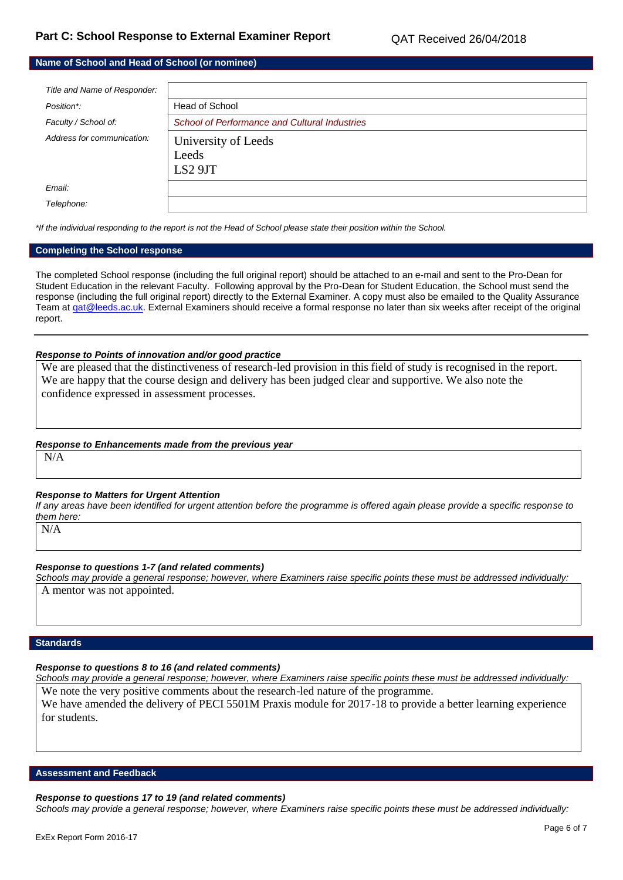## Part C: School Response to External Examiner Report

QAT Received 26/04/2018

### Name of School and Head of School (or nominee)

| | |
|---|---|
| *Title and Name of Responder:* | |
| *Position\*:* | Head of School |
| *Faculty / School of:* | *School of Performance and Cultural Industries* |
| *Address for communication:* | University of Leeds<br>Leeds<br>LS2 9JT |
| *Email:* | |
| *Telephone:* | |

*\*If the individual responding to the report is not the Head of School please state their position within the School.*

### Completing the School response

The completed School response (including the full original report) should be attached to an e-mail and sent to the Pro-Dean for Student Education in the relevant Faculty. Following approval by the Pro-Dean for Student Education, the School must send the response (including the full original report) directly to the External Examiner. A copy must also be emailed to the Quality Assurance Team at qat@leeds.ac.uk. External Examiners should receive a formal response no later than six weeks after receipt of the original report.

---

***Response to Points of innovation and/or good practice***

We are pleased that the distinctiveness of research-led provision in this field of study is recognised in the report. We are happy that the course design and delivery has been judged clear and supportive. We also note the confidence expressed in assessment processes.

***Response to Enhancements made from the previous year***

N/A

***Response to Matters for Urgent Attention***

*If any areas have been identified for urgent attention before the programme is offered again please provide a specific response to them here:*

N/A

***Response to questions 1-7 (and related comments)***

*Schools may provide a general response; however, where Examiners raise specific points these must be addressed individually:*

A mentor was not appointed.

### Standards

***Response to questions 8 to 16 (and related comments)***

*Schools may provide a general response; however, where Examiners raise specific points these must be addressed individually:*

We note the very positive comments about the research-led nature of the programme.
We have amended the delivery of PECI 5501M Praxis module for 2017-18 to provide a better learning experience for students.

### Assessment and Feedback

***Response to questions 17 to 19 (and related comments)***

*Schools may provide a general response; however, where Examiners raise specific points these must be addressed individually:*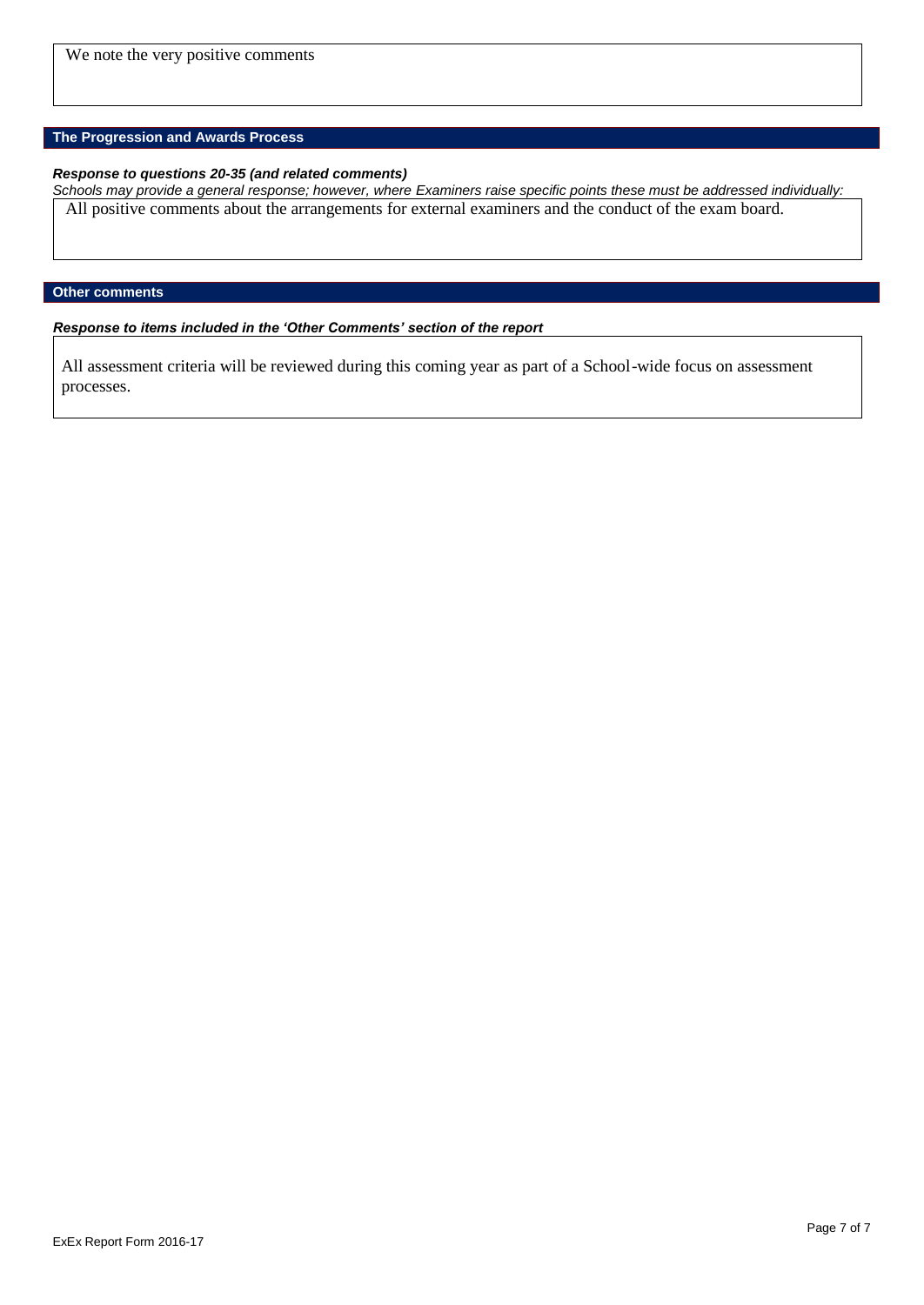We note the very positive comments

## The Progression and Awards Process

***Response to questions 20-35 (and related comments)***

*Schools may provide a general response; however, where Examiners raise specific points these must be addressed individually:*

All positive comments about the arrangements for external examiners and the conduct of the exam board.

## Other comments

***Response to items included in the 'Other Comments' section of the report***

All assessment criteria will be reviewed during this coming year as part of a School-wide focus on assessment processes.